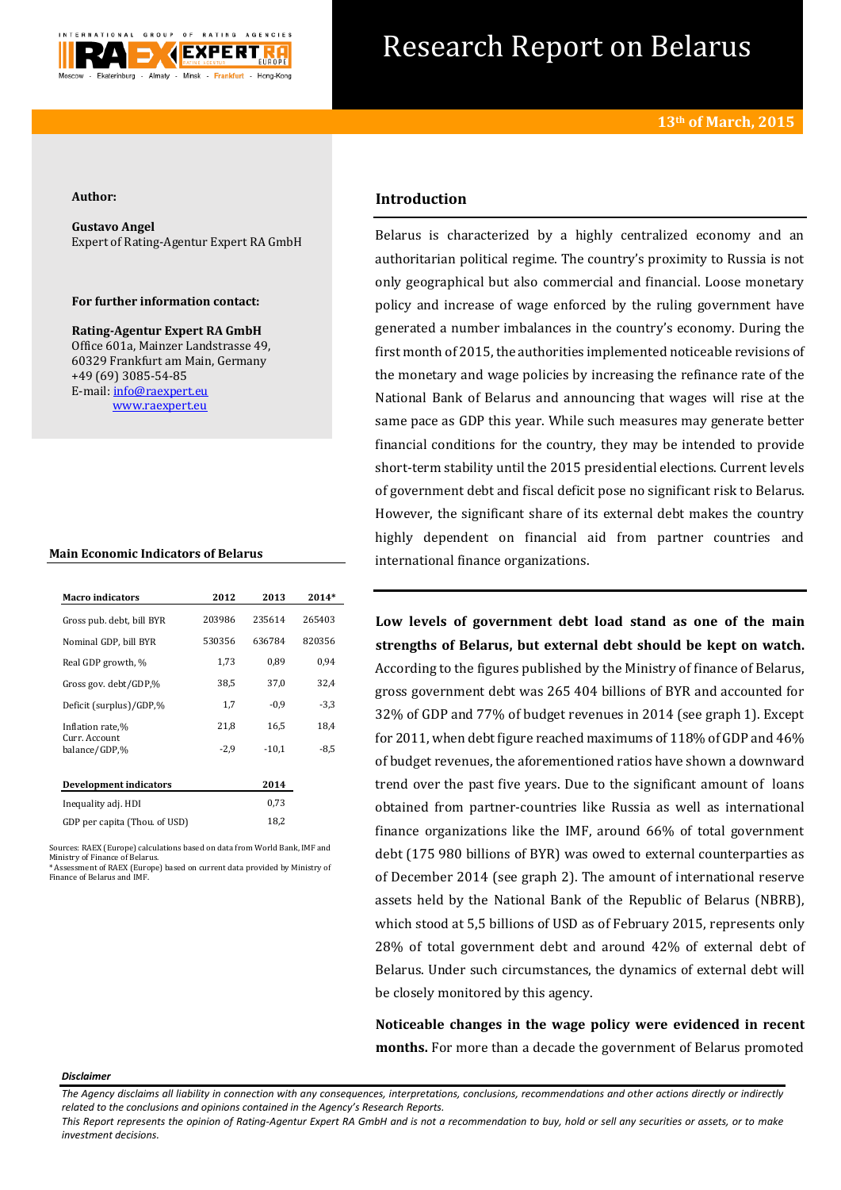# Research Report on Belarus

**13th of March, 2015**

**Author:**

**Gustavo Angel**
Expert of Rating-Agentur Expert RA GmbH

**For further information contact:**

**Rating-Agentur Expert RA GmbH**
Office 601a, Mainzer Landstrasse 49,
60329 Frankfurt am Main, Germany
+49 (69) 3085-54-85
E-mail: info@raexpert.eu
www.raexpert.eu

### Main Economic Indicators of Belarus

| Macro indicators | 2012 | 2013 | 2014* |
|---|---|---|---|
| Gross pub. debt, bill BYR | 203986 | 235614 | 265403 |
| Nominal GDP, bill BYR | 530356 | 636784 | 820356 |
| Real GDP growth, % | 1,73 | 0,89 | 0,94 |
| Gross gov. debt/GDP,% | 38,5 | 37,0 | 32,4 |
| Deficit (surplus)/GDP,% | 1,7 | -0,9 | -3,3 |
| Inflation rate,% | 21,8 | 16,5 | 18,4 |
| Curr. Account balance/GDP,% | -2,9 | -10,1 | -8,5 |

| Development indicators | 2014 |
|---|---|
| Inequality adj. HDI | 0,73 |
| GDP per capita (Thou. of USD) | 18,2 |

Sources: RAEX (Europe) calculations based on data from World Bank, IMF and Ministry of Finance of Belarus.
*Assessment of RAEX (Europe) based on current data provided by Ministry of Finance of Belarus and IMF.

## Introduction

Belarus is characterized by a highly centralized economy and an authoritarian political regime. The country's proximity to Russia is not only geographical but also commercial and financial. Loose monetary policy and increase of wage enforced by the ruling government have generated a number imbalances in the country's economy. During the first month of 2015, the authorities implemented noticeable revisions of the monetary and wage policies by increasing the refinance rate of the National Bank of Belarus and announcing that wages will rise at the same pace as GDP this year. While such measures may generate better financial conditions for the country, they may be intended to provide short-term stability until the 2015 presidential elections. Current levels of government debt and fiscal deficit pose no significant risk to Belarus. However, the significant share of its external debt makes the country highly dependent on financial aid from partner countries and international finance organizations.

**Low levels of government debt load stand as one of the main strengths of Belarus, but external debt should be kept on watch.** According to the figures published by the Ministry of finance of Belarus, gross government debt was 265 404 billions of BYR and accounted for 32% of GDP and 77% of budget revenues in 2014 (see graph 1). Except for 2011, when debt figure reached maximums of 118% of GDP and 46% of budget revenues, the aforementioned ratios have shown a downward trend over the past five years. Due to the significant amount of loans obtained from partner-countries like Russia as well as international finance organizations like the IMF, around 66% of total government debt (175 980 billions of BYR) was owed to external counterparties as of December 2014 (see graph 2). The amount of international reserve assets held by the National Bank of the Republic of Belarus (NBRB), which stood at 5,5 billions of USD as of February 2015, represents only 28% of total government debt and around 42% of external debt of Belarus. Under such circumstances, the dynamics of external debt will be closely monitored by this agency.

**Noticeable changes in the wage policy were evidenced in recent months.** For more than a decade the government of Belarus promoted

*Disclaimer*

*The Agency disclaims all liability in connection with any consequences, interpretations, conclusions, recommendations and other actions directly or indirectly related to the conclusions and opinions contained in the Agency's Research Reports.*
*This Report represents the opinion of Rating-Agentur Expert RA GmbH and is not a recommendation to buy, hold or sell any securities or assets, or to make investment decisions.*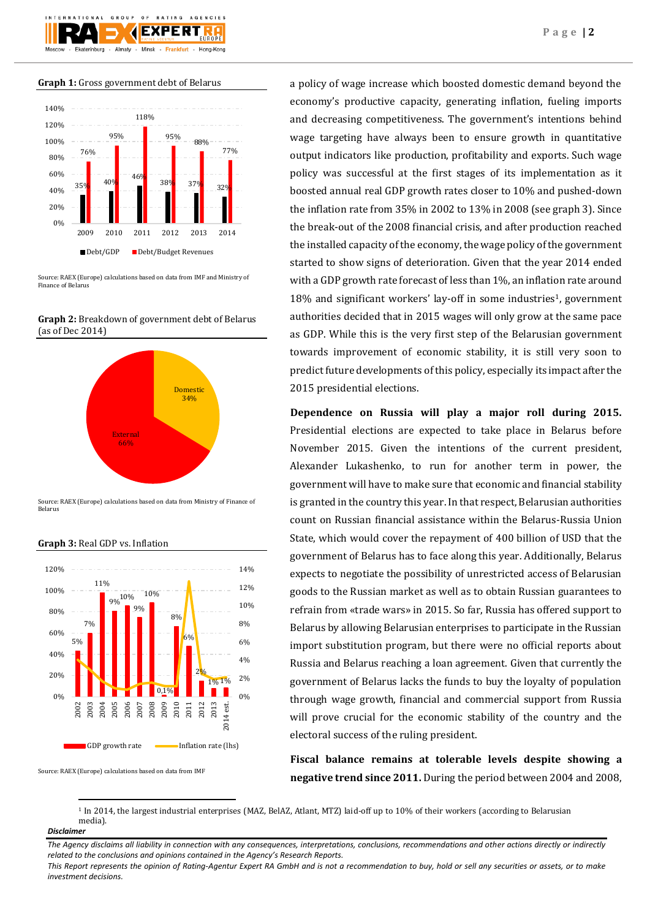**Graph 1:** Gross government debt of Belarus

| | 2009 | 2010 | 2011 | 2012 | 2013 | 2014 |
|---|---|---|---|---|---|---|
| Debt/GDP | 35% | 40% | 46% | 38% | 37% | 32% |
| Debt/Budget Revenues | 76% | 95% | 118% | 95% | 88% | 77% |

Source: RAEX (Europe) calculations based on data from IMF and Ministry of Finance of Belarus

**Graph 2:** Breakdown of government debt of Belarus (as of Dec 2014)

| Domestic | External |
|---|---|
| 34% | 66% |

Source: RAEX (Europe) calculations based on data from Ministry of Finance of Belarus

**Graph 3:** Real GDP vs. Inflation

| | 2002 | 2003 | 2004 | 2005 | 2006 | 2007 | 2008 | 2009 | 2010 | 2011 | 2012 | 2013 | 2014 est. |
|---|---|---|---|---|---|---|---|---|---|---|---|---|---|
| GDP growth rate | 5% | 7% | 11% | 9% | 10% | 9% | 10% | 0,1% | 8% | 6% | 2% | 1% | 1% |

GDP growth rate — Inflation rate (lhs)

Source: RAEX (Europe) calculations based on data from IMF

a policy of wage increase which boosted domestic demand beyond the economy's productive capacity, generating inflation, fueling imports and decreasing competitiveness. The government's intentions behind wage targeting have always been to ensure growth in quantitative output indicators like production, profitability and exports. Such wage policy was successful at the first stages of its implementation as it boosted annual real GDP growth rates closer to 10% and pushed-down the inflation rate from 35% in 2002 to 13% in 2008 (see graph 3). Since the break-out of the 2008 financial crisis, and after production reached the installed capacity of the economy, the wage policy of the government started to show signs of deterioration. Given that the year 2014 ended with a GDP growth rate forecast of less than 1%, an inflation rate around 18% and significant workers' lay-off in some industries[1], government authorities decided that in 2015 wages will only grow at the same pace as GDP. While this is the very first step of the Belarusian government towards improvement of economic stability, it is still very soon to predict future developments of this policy, especially its impact after the 2015 presidential elections.

**Dependence on Russia will play a major roll during 2015.** Presidential elections are expected to take place in Belarus before November 2015. Given the intentions of the current president, Alexander Lukashenko, to run for another term in power, the government will have to make sure that economic and financial stability is granted in the country this year. In that respect, Belarusian authorities count on Russian financial assistance within the Belarus-Russia Union State, which would cover the repayment of 400 billion of USD that the government of Belarus has to face along this year. Additionally, Belarus expects to negotiate the possibility of unrestricted access of Belarusian goods to the Russian market as well as to obtain Russian guarantees to refrain from «trade wars» in 2015. So far, Russia has offered support to Belarus by allowing Belarusian enterprises to participate in the Russian import substitution program, but there were no official reports about Russia and Belarus reaching a loan agreement. Given that currently the government of Belarus lacks the funds to buy the loyalty of population through wage growth, financial and commercial support from Russia will prove crucial for the economic stability of the country and the electoral success of the ruling president.

**Fiscal balance remains at tolerable levels despite showing a negative trend since 2011.** During the period between 2004 and 2008,

[1] In 2014, the largest industrial enterprises (MAZ, BelAZ, Atlant, MTZ) laid-off up to 10% of their workers (according to Belarusian media).

***Disclaimer***

*The Agency disclaims all liability in connection with any consequences, interpretations, conclusions, recommendations and other actions directly or indirectly related to the conclusions and opinions contained in the Agency's Research Reports.*

*This Report represents the opinion of Rating-Agentur Expert RA GmbH and is not a recommendation to buy, hold or sell any securities or assets, or to make investment decisions.*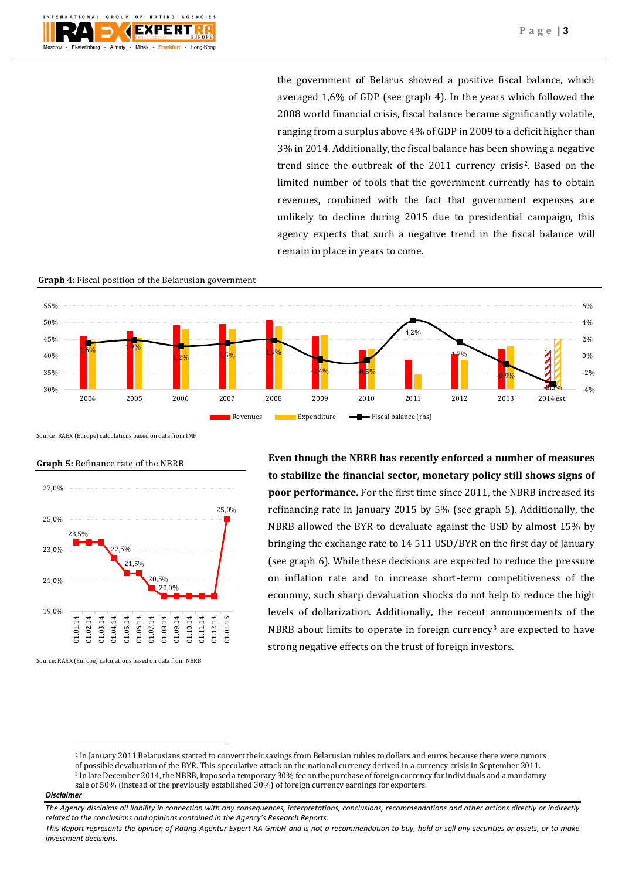the government of Belarus showed a positive fiscal balance, which averaged 1,6% of GDP (see graph 4). In the years which followed the 2008 world financial crisis, fiscal balance became significantly volatile, ranging from a surplus above 4% of GDP in 2009 to a deficit higher than 3% in 2014. Additionally, the fiscal balance has been showing a negative trend since the outbreak of the 2011 currency crisis[2]. Based on the limited number of tools that the government currently has to obtain revenues, combined with the fact that government expenses are unlikely to decline during 2015 due to presidential campaign, this agency expects that such a negative trend in the fiscal balance will remain in place in years to come.

**Graph 4:** Fiscal position of the Belarusian government

Source: RAEX (Europe) calculations based on data from IMF

**Graph 5:** Refinance rate of the NBRB

Source: RAEX (Europe) calculations based on data from NBRB

**Even though the NBRB has recently enforced a number of measures to stabilize the financial sector, monetary policy still shows signs of poor performance.** For the first time since 2011, the NBRB increased its refinancing rate in January 2015 by 5% (see graph 5). Additionally, the NBRB allowed the BYR to devaluate against the USD by almost 15% by bringing the exchange rate to 14 511 USD/BYR on the first day of January (see graph 6). While these decisions are expected to reduce the pressure on inflation rate and to increase short-term competitiveness of the economy, such sharp devaluation shocks do not help to reduce the high levels of dollarization. Additionally, the recent announcements of the NBRB about limits to operate in foreign currency[3] are expected to have strong negative effects on the trust of foreign investors.

[2] In January 2011 Belarusians started to convert their savings from Belarusian rubles to dollars and euros because there were rumors of possible devaluation of the BYR. This speculative attack on the national currency derived in a currency crisis in September 2011.
[3] In late December 2014, the NBRB, imposed a temporary 30% fee on the purchase of foreign currency for individuals and a mandatory sale of 50% (instead of the previously established 30%) of foreign currency earnings for exporters.

***Disclaimer***

*The Agency disclaims all liability in connection with any consequences, interpretations, conclusions, recommendations and other actions directly or indirectly related to the conclusions and opinions contained in the Agency's Research Reports.*
*This Report represents the opinion of Rating-Agentur Expert RA GmbH and is not a recommendation to buy, hold or sell any securities or assets, or to make investment decisions.*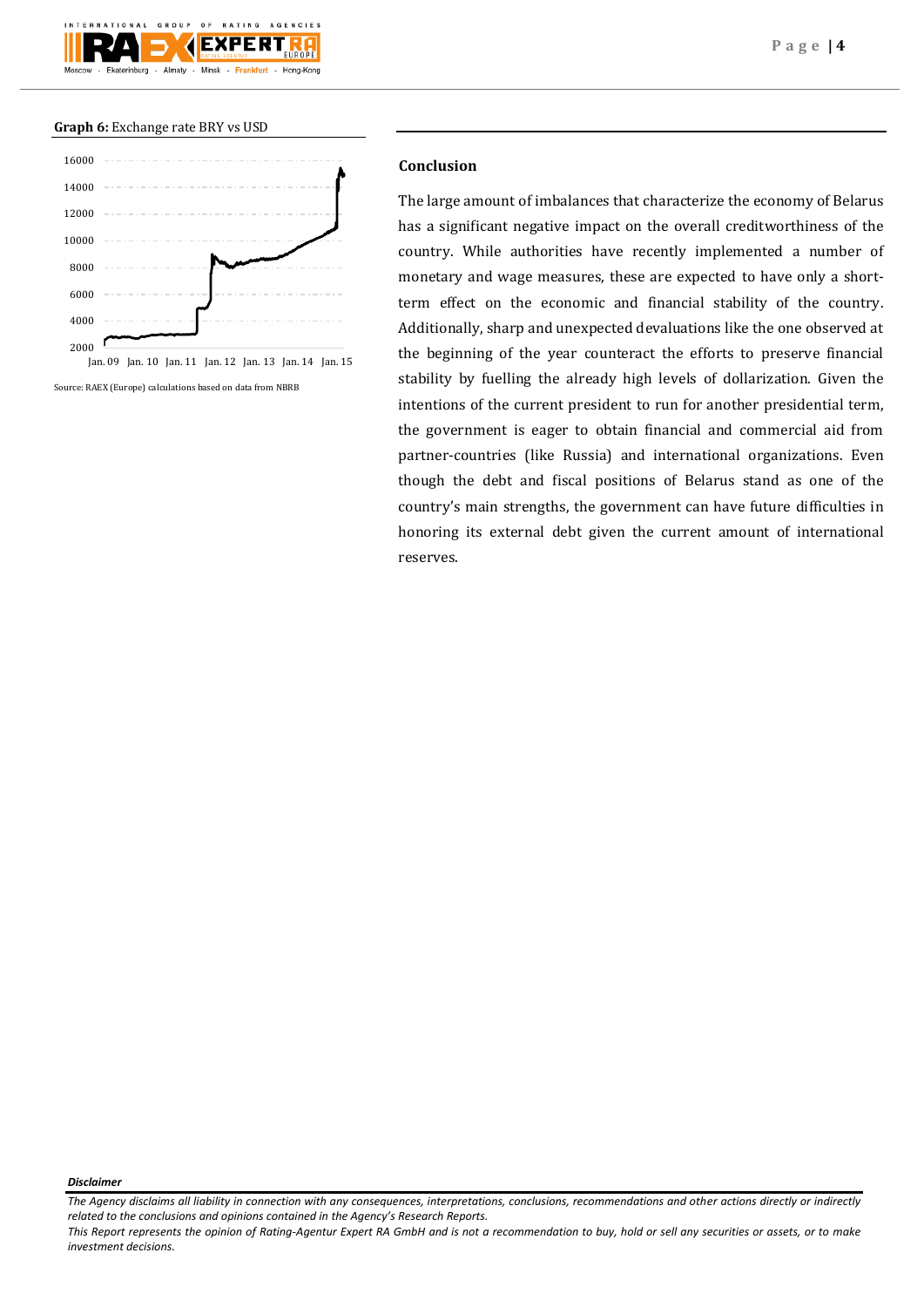**Graph 6:** Exchange rate BRY vs USD

16000
14000
12000
10000
8000
6000
4000
2000

Jan. 09 Jan. 10 Jan. 11 Jan. 12 Jan. 13 Jan. 14 Jan. 15

Source: RAEX (Europe) calculations based on data from NBRB

## Conclusion

The large amount of imbalances that characterize the economy of Belarus has a significant negative impact on the overall creditworthiness of the country. While authorities have recently implemented a number of monetary and wage measures, these are expected to have only a short-term effect on the economic and financial stability of the country. Additionally, sharp and unexpected devaluations like the one observed at the beginning of the year counteract the efforts to preserve financial stability by fuelling the already high levels of dollarization. Given the intentions of the current president to run for another presidential term, the government is eager to obtain financial and commercial aid from partner-countries (like Russia) and international organizations. Even though the debt and fiscal positions of Belarus stand as one of the country's main strengths, the government can have future difficulties in honoring its external debt given the current amount of international reserves.

***Disclaimer***

*The Agency disclaims all liability in connection with any consequences, interpretations, conclusions, recommendations and other actions directly or indirectly related to the conclusions and opinions contained in the Agency's Research Reports.*

*This Report represents the opinion of Rating-Agentur Expert RA GmbH and is not a recommendation to buy, hold or sell any securities or assets, or to make investment decisions.*